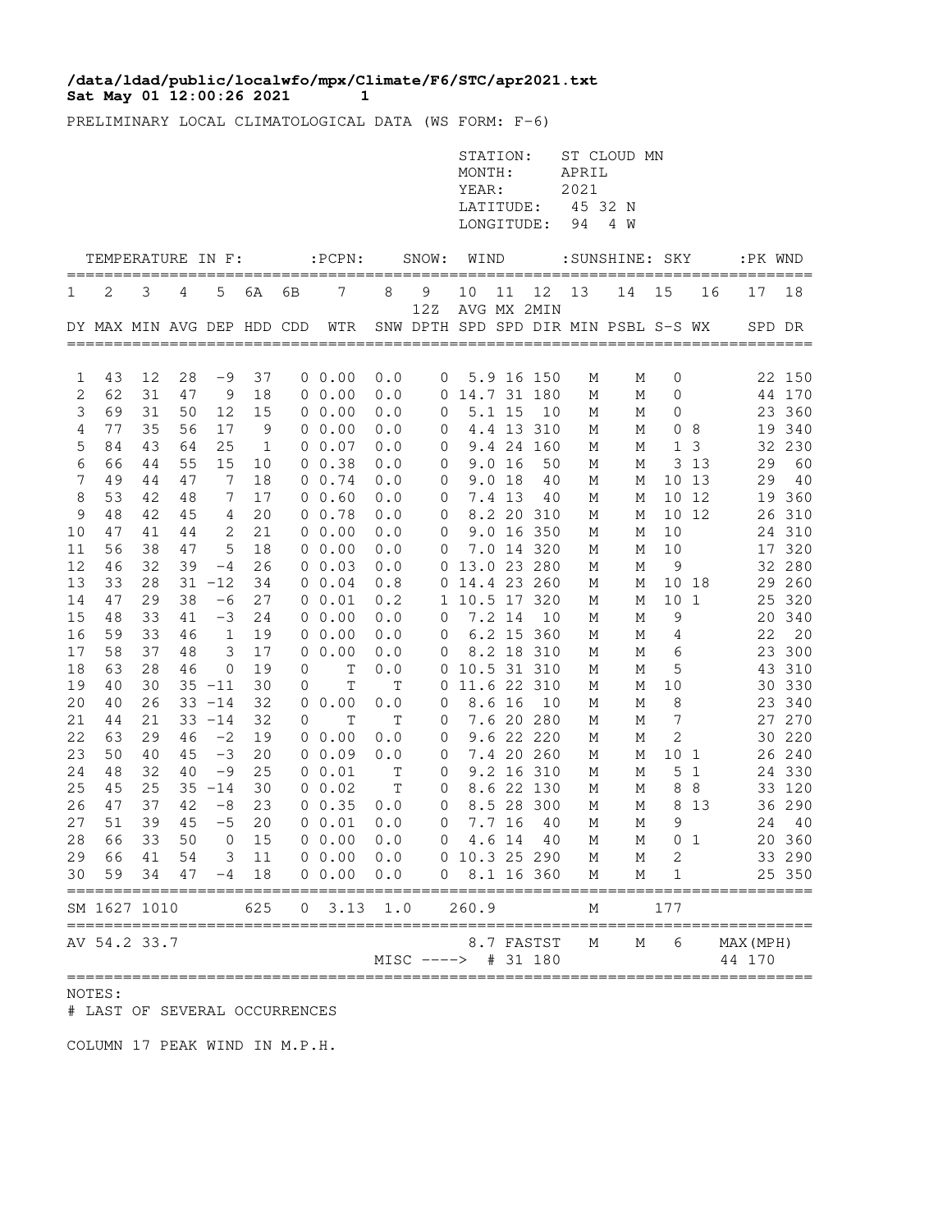**/data/ldad/public/localwfo/mpx/Climate/F6/STC/apr2021.txt**
**Sat May 01 12:00:26 2021 1**

PRELIMINARY LOCAL CLIMATOLOGICAL DATA (WS FORM: F-6)

STATION: ST CLOUD MN
MONTH: APRIL
YEAR: 2021
LATITUDE: 45 32 N
LONGITUDE: 94 4 W

| TEMPERATURE IN F: | | | | | | | :PCPN: | SNOW: | | WIND | | | :SUNSHINE: | | SKY | | :PK WND | |
|---|---|---|---|---|---|---|---|---|---|---|---|---|---|---|---|---|---|---|
| 1 | 2 | 3 | 4 | 5 | 6A | 6B | 7 | 8 | 9 12Z | 10 AVG | 11 MX | 12 2MIN | 13 | 14 | 15 | 16 | 17 | 18 |
| DY | MAX | MIN | AVG | DEP | HDD | CDD | WTR | SNW | DPTH | SPD | SPD | DIR | MIN | PSBL | S-S | WX | SPD | DR |
| 1 | 43 | 12 | 28 | -9 | 37 | 0 | 0.00 | 0.0 | 0 | 5.9 | 16 | 150 | M | M | 0 | | 22 | 150 |
| 2 | 62 | 31 | 47 | 9 | 18 | 0 | 0.00 | 0.0 | 0 | 14.7 | 31 | 180 | M | M | 0 | | 44 | 170 |
| 3 | 69 | 31 | 50 | 12 | 15 | 0 | 0.00 | 0.0 | 0 | 5.1 | 15 | 10 | M | M | 0 | | 23 | 360 |
| 4 | 77 | 35 | 56 | 17 | 9 | 0 | 0.00 | 0.0 | 0 | 4.4 | 13 | 310 | M | M | 0 | 8 | 19 | 340 |
| 5 | 84 | 43 | 64 | 25 | 1 | 0 | 0.07 | 0.0 | 0 | 9.4 | 24 | 160 | M | M | 1 | 3 | 32 | 230 |
| 6 | 66 | 44 | 55 | 15 | 10 | 0 | 0.38 | 0.0 | 0 | 9.0 | 16 | 50 | M | M | 3 | 13 | 29 | 60 |
| 7 | 49 | 44 | 47 | 7 | 18 | 0 | 0.74 | 0.0 | 0 | 9.0 | 18 | 40 | M | M | 10 | 13 | 29 | 40 |
| 8 | 53 | 42 | 48 | 7 | 17 | 0 | 0.60 | 0.0 | 0 | 7.4 | 13 | 40 | M | M | 10 | 12 | 19 | 360 |
| 9 | 48 | 42 | 45 | 4 | 20 | 0 | 0.78 | 0.0 | 0 | 8.2 | 20 | 310 | M | M | 10 | 12 | 26 | 310 |
| 10 | 47 | 41 | 44 | 2 | 21 | 0 | 0.00 | 0.0 | 0 | 9.0 | 16 | 350 | M | M | 10 | | 24 | 310 |
| 11 | 56 | 38 | 47 | 5 | 18 | 0 | 0.00 | 0.0 | 0 | 7.0 | 14 | 320 | M | M | 10 | | 17 | 320 |
| 12 | 46 | 32 | 39 | -4 | 26 | 0 | 0.03 | 0.0 | 0 | 13.0 | 23 | 280 | M | M | 9 | | 32 | 280 |
| 13 | 33 | 28 | 31 | -12 | 34 | 0 | 0.04 | 0.8 | 0 | 14.4 | 23 | 260 | M | M | 10 | 18 | 29 | 260 |
| 14 | 47 | 29 | 38 | -6 | 27 | 0 | 0.01 | 0.2 | 1 | 10.5 | 17 | 320 | M | M | 10 | 1 | 25 | 320 |
| 15 | 48 | 33 | 41 | -3 | 24 | 0 | 0.00 | 0.0 | 0 | 7.2 | 14 | 10 | M | M | 9 | | 20 | 340 |
| 16 | 59 | 33 | 46 | 1 | 19 | 0 | 0.00 | 0.0 | 0 | 6.2 | 15 | 360 | M | M | 4 | | 22 | 20 |
| 17 | 58 | 37 | 48 | 3 | 17 | 0 | 0.00 | 0.0 | 0 | 8.2 | 18 | 310 | M | M | 6 | | 23 | 300 |
| 18 | 63 | 28 | 46 | 0 | 19 | 0 | T | 0.0 | 0 | 10.5 | 31 | 310 | M | M | 5 | | 43 | 310 |
| 19 | 40 | 30 | 35 | -11 | 30 | 0 | T | T | 0 | 11.6 | 22 | 310 | M | M | 10 | | 30 | 330 |
| 20 | 40 | 26 | 33 | -14 | 32 | 0 | 0.00 | 0.0 | 0 | 8.6 | 16 | 10 | M | M | 8 | | 23 | 340 |
| 21 | 44 | 21 | 33 | -14 | 32 | 0 | T | T | 0 | 7.6 | 20 | 280 | M | M | 7 | | 27 | 270 |
| 22 | 63 | 29 | 46 | -2 | 19 | 0 | 0.00 | 0.0 | 0 | 9.6 | 22 | 220 | M | M | 2 | | 30 | 220 |
| 23 | 50 | 40 | 45 | -3 | 20 | 0 | 0.09 | 0.0 | 0 | 7.4 | 20 | 260 | M | M | 10 | 1 | 26 | 240 |
| 24 | 48 | 32 | 40 | -9 | 25 | 0 | 0.01 | T | 0 | 9.2 | 16 | 310 | M | M | 5 | 1 | 24 | 330 |
| 25 | 45 | 25 | 35 | -14 | 30 | 0 | 0.02 | T | 0 | 8.6 | 22 | 130 | M | M | 8 | 8 | 33 | 120 |
| 26 | 47 | 37 | 42 | -8 | 23 | 0 | 0.35 | 0.0 | 0 | 8.5 | 28 | 300 | M | M | 8 | 13 | 36 | 290 |
| 27 | 51 | 39 | 45 | -5 | 20 | 0 | 0.01 | 0.0 | 0 | 7.7 | 16 | 40 | M | M | 9 | | 24 | 40 |
| 28 | 66 | 33 | 50 | 0 | 15 | 0 | 0.00 | 0.0 | 0 | 4.6 | 14 | 40 | M | M | 0 | 1 | 20 | 360 |
| 29 | 66 | 41 | 54 | 3 | 11 | 0 | 0.00 | 0.0 | 0 | 10.3 | 25 | 290 | M | M | 2 | | 33 | 290 |
| 30 | 59 | 34 | 47 | -4 | 18 | 0 | 0.00 | 0.0 | 0 | 8.1 | 16 | 360 | M | M | 1 | | 25 | 350 |
| SM | 1627 | 1010 | | | 625 | 0 | 3.13 | 1.0 | | 260.9 | | | M | | 177 | | | |
| AV | 54.2 | 33.7 | | | | | | | | 8.7 | FASTST | | M | M | 6 | | MAX(MPH) | |
| | | | | | | | | MISC ----> | | # | 31 | 180 | | | | | 44 | 170 |

NOTES:
# LAST OF SEVERAL OCCURRENCES

COLUMN 17 PEAK WIND IN M.P.H.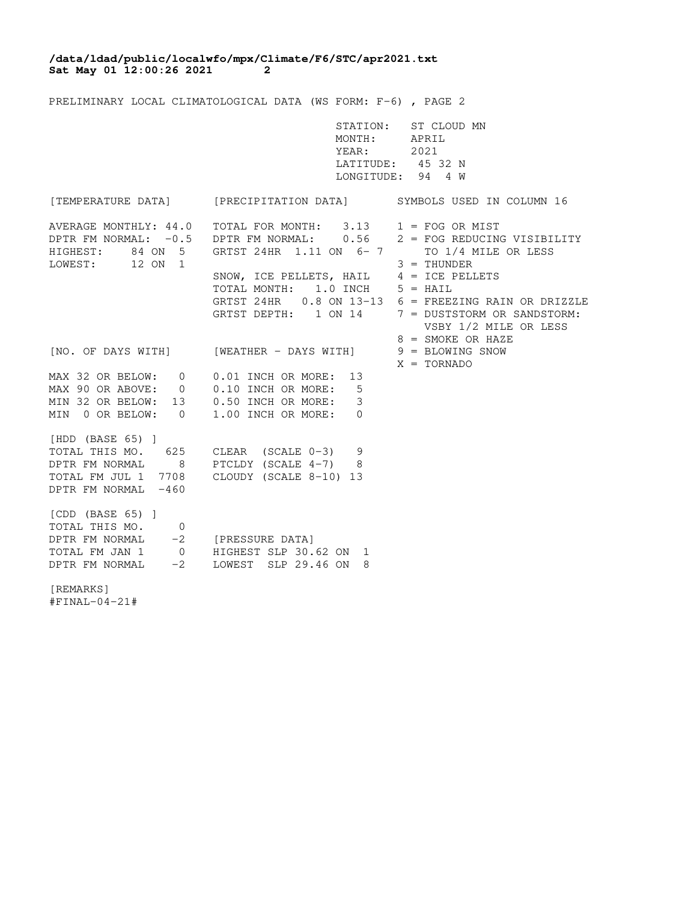**/data/ldad/public/localwfo/mpx/Climate/F6/STC/apr2021.txt**
**Sat May 01 12:00:26 2021 2**

PRELIMINARY LOCAL CLIMATOLOGICAL DATA (WS FORM: F-6) , PAGE 2

```
                                    STATION:   ST CLOUD MN
                                    MONTH:     APRIL
                                    YEAR:      2021
                                    LATITUDE:   45 32 N
                                    LONGITUDE:  94  4 W

[TEMPERATURE DATA]      [PRECIPITATION DATA]       SYMBOLS USED IN COLUMN 16

AVERAGE MONTHLY: 44.0   TOTAL FOR MONTH:   3.13    1 = FOG OR MIST
DPTR FM NORMAL:  -0.5   DPTR FM NORMAL:    0.56    2 = FOG REDUCING VISIBILITY
HIGHEST:    84 ON  5    GRTST 24HR  1.11 ON  6- 7      TO 1/4 MILE OR LESS
LOWEST:     12 ON  1                               3 = THUNDER
                        SNOW, ICE PELLETS, HAIL    4 = ICE PELLETS
                        TOTAL MONTH:   1.0 INCH    5 = HAIL
                        GRTST 24HR   0.8 ON 13-13  6 = FREEZING RAIN OR DRIZZLE
                        GRTST DEPTH:   1 ON 14     7 = DUSTSTORM OR SANDSTORM:
                                                       VSBY 1/2 MILE OR LESS
                                                   8 = SMOKE OR HAZE
[NO. OF DAYS WITH]      [WEATHER - DAYS WITH]      9 = BLOWING SNOW
                                                   X = TORNADO
MAX 32 OR BELOW:   0    0.01 INCH OR MORE:  13
MAX 90 OR ABOVE:   0    0.10 INCH OR MORE:   5
MIN 32 OR BELOW:  13    0.50 INCH OR MORE:   3
MIN  0 OR BELOW:   0    1.00 INCH OR MORE:   0

[HDD (BASE 65) ]
TOTAL THIS MO.   625    CLEAR  (SCALE 0-3)   9
DPTR FM NORMAL     8    PTCLDY (SCALE 4-7)   8
TOTAL FM JUL 1  7708    CLOUDY (SCALE 8-10) 13
DPTR FM NORMAL  -460

[CDD (BASE 65) ]
TOTAL THIS MO.     0
DPTR FM NORMAL    -2    [PRESSURE DATA]
TOTAL FM JAN 1     0    HIGHEST SLP 30.62 ON  1
DPTR FM NORMAL    -2    LOWEST  SLP 29.46 ON  8

[REMARKS]
#FINAL-04-21#
```